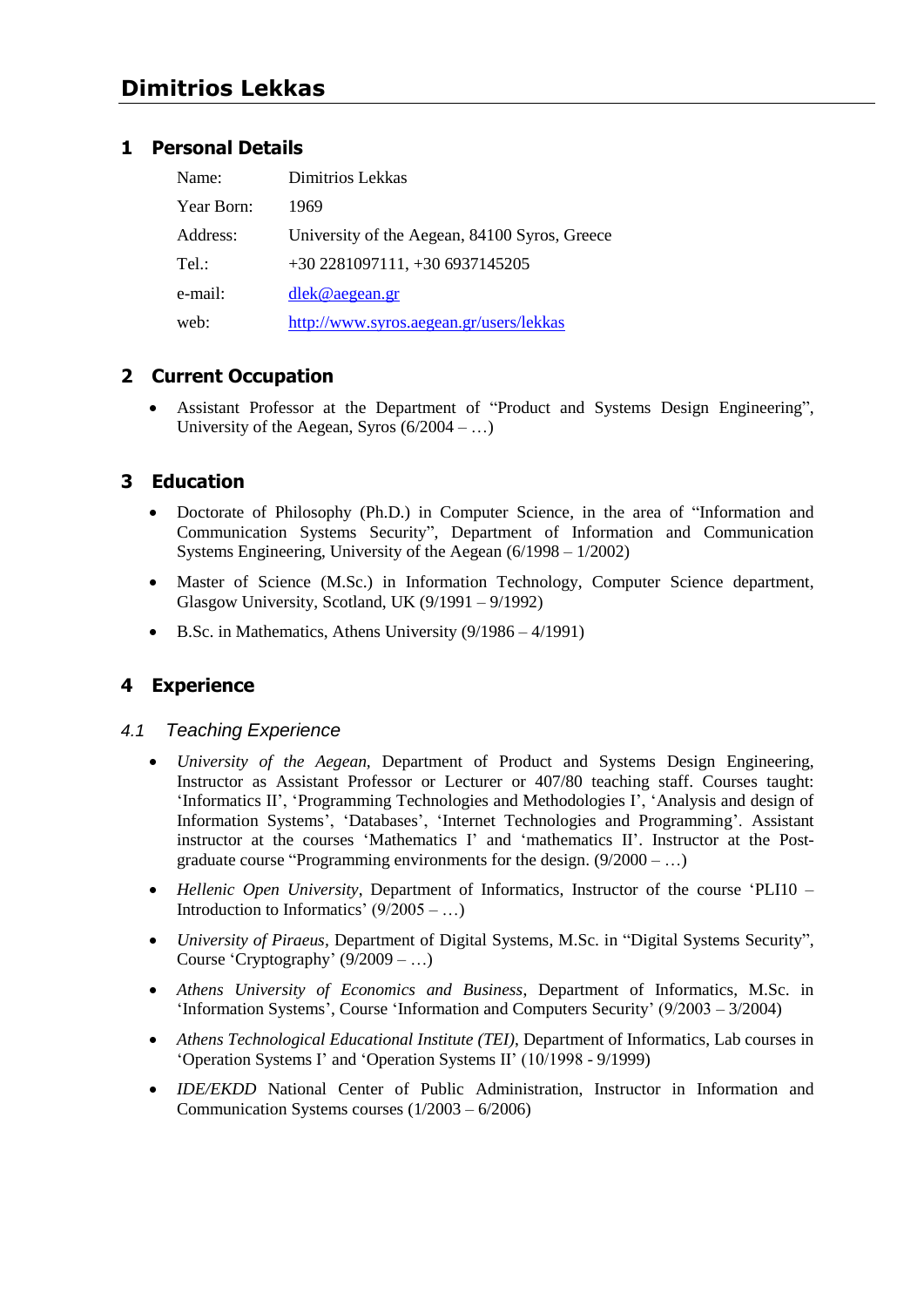# Dimitrios Lekkas

## 1 Personal Details

| | |
|---|---|
| Name: | Dimitrios Lekkas |
| Year Born: | 1969 |
| Address: | University of the Aegean, 84100 Syros, Greece |
| Tel.: | +30 2281097111, +30 6937145205 |
| e-mail: | dlek@aegean.gr |
| web: | http://www.syros.aegean.gr/users/lekkas |

## 2 Current Occupation

- Assistant Professor at the Department of "Product and Systems Design Engineering", University of the Aegean, Syros (6/2004 – …)

## 3 Education

- Doctorate of Philosophy (Ph.D.) in Computer Science, in the area of "Information and Communication Systems Security", Department of Information and Communication Systems Engineering, University of the Aegean (6/1998 – 1/2002)
- Master of Science (M.Sc.) in Information Technology, Computer Science department, Glasgow University, Scotland, UK (9/1991 – 9/1992)
- B.Sc. in Mathematics, Athens University (9/1986 – 4/1991)

## 4 Experience

### 4.1 Teaching Experience

- *University of the Aegean*, Department of Product and Systems Design Engineering, Instructor as Assistant Professor or Lecturer or 407/80 teaching staff. Courses taught: 'Informatics II', 'Programming Technologies and Methodologies I', 'Analysis and design of Information Systems', 'Databases', 'Internet Technologies and Programming'. Assistant instructor at the courses 'Mathematics I' and 'mathematics II'. Instructor at the Post-graduate course "Programming environments for the design. (9/2000 – …)
- *Hellenic Open University*, Department of Informatics, Instructor of the course 'PLI10 – Introduction to Informatics' (9/2005 – …)
- *University of Piraeus*, Department of Digital Systems, M.Sc. in "Digital Systems Security", Course 'Cryptography' (9/2009 – …)
- *Athens University of Economics and Business*, Department of Informatics, M.Sc. in 'Information Systems', Course 'Information and Computers Security' (9/2003 – 3/2004)
- *Athens Technological Educational Institute (TEI)*, Department of Informatics, Lab courses in 'Operation Systems I' and 'Operation Systems II' (10/1998 - 9/1999)
- *IDE/EKDD* National Center of Public Administration, Instructor in Information and Communication Systems courses (1/2003 – 6/2006)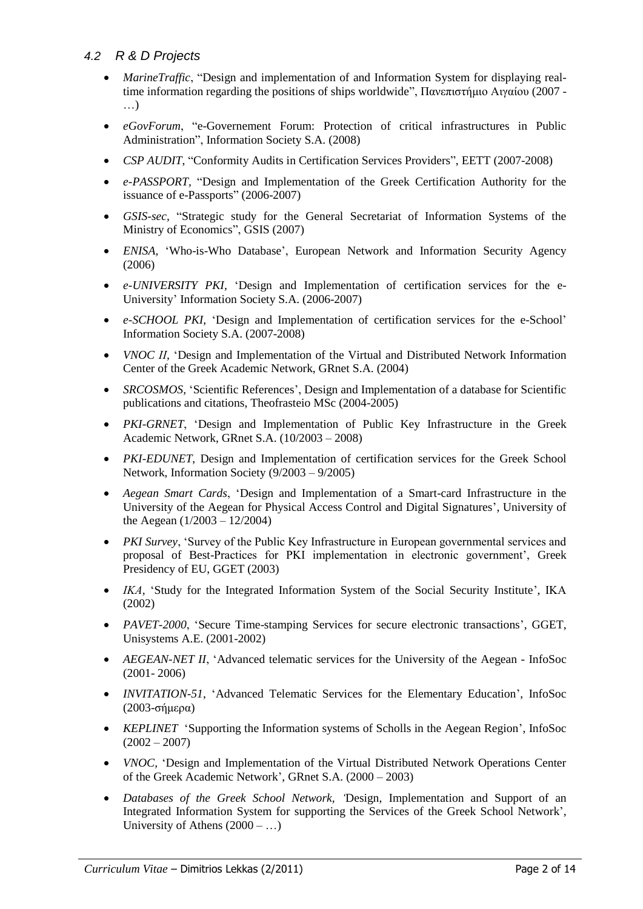### *4.2 R & D Projects*

- *MarineTraffic*, "Design and implementation of and Information System for displaying real-time information regarding the positions of ships worldwide", Πανεπιστήμιο Αιγαίου (2007 - …)
- *eGovForum*, "e-Governement Forum: Protection of critical infrastructures in Public Administration", Information Society S.A. (2008)
- *CSP AUDIT*, "Conformity Audits in Certification Services Providers", EETT (2007-2008)
- *e-PASSPORT*, "Design and Implementation of the Greek Certification Authority for the issuance of e-Passports" (2006-2007)
- *GSIS-sec*, "Strategic study for the General Secretariat of Information Systems of the Ministry of Economics", GSIS (2007)
- *ENISA*, 'Who-is-Who Database', European Network and Information Security Agency (2006)
- *e-UNIVERSITY PKI*, 'Design and Implementation of certification services for the e-University' Information Society S.A. (2006-2007)
- *e-SCHOOL PKI*, 'Design and Implementation of certification services for the e-School' Information Society S.A. (2007-2008)
- *VNOC II*, 'Design and Implementation of the Virtual and Distributed Network Information Center of the Greek Academic Network, GRnet S.A. (2004)
- *SRCOSMOS*, 'Scientific References', Design and Implementation of a database for Scientific publications and citations, Theofrasteio MSc (2004-2005)
- *PKI-GRNET*, 'Design and Implementation of Public Key Infrastructure in the Greek Academic Network, GRnet S.A. (10/2003 – 2008)
- *PKI-EDUNET*, Design and Implementation of certification services for the Greek School Network, Information Society (9/2003 – 9/2005)
- *Aegean Smart Cards*, 'Design and Implementation of a Smart-card Infrastructure in the University of the Aegean for Physical Access Control and Digital Signatures', University of the Aegean (1/2003 – 12/2004)
- *PKI Survey*, 'Survey of the Public Key Infrastructure in European governmental services and proposal of Best-Practices for PKI implementation in electronic government', Greek Presidency of EU, GGET (2003)
- *IKA*, 'Study for the Integrated Information System of the Social Security Institute', IKA (2002)
- *PAVET-2000*, 'Secure Time-stamping Services for secure electronic transactions', GGET, Unisystems A.E. (2001-2002)
- *AEGEAN-NET II*, 'Advanced telematic services for the University of the Aegean - InfoSoc (2001- 2006)
- *INVITATION-51*, 'Advanced Telematic Services for the Elementary Education', InfoSoc (2003-σήμερα)
- *KEPLINET* 'Supporting the Information systems of Scholls in the Aegean Region', InfoSoc (2002 – 2007)
- *VNOC*, 'Design and Implementation of the Virtual Distributed Network Operations Center of the Greek Academic Network', GRnet S.A. (2000 – 2003)
- *Databases of the Greek School Network*, 'Design, Implementation and Support of an Integrated Information System for supporting the Services of the Greek School Network', University of Athens (2000 – …)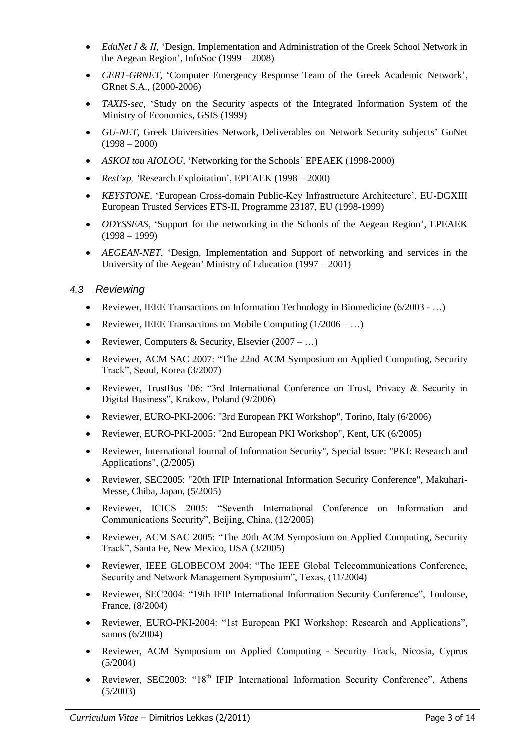- *EduNet I & II*, 'Design, Implementation and Administration of the Greek School Network in the Aegean Region', InfoSoc (1999 – 2008)
- *CERT-GRNET*, 'Computer Emergency Response Team of the Greek Academic Network', GRnet S.A., (2000-2006)
- *TAXIS-sec,* 'Study on the Security aspects of the Integrated Information System of the Ministry of Economics, GSIS (1999)
- *GU-NET*, Greek Universities Network, Deliverables on Network Security subjects' GuNet (1998 – 2000)
- *ASKOI tou AIOLOU*, 'Networking for the Schools' EPEAEK (1998-2000)
- *ResExp, '*Research Exploitation', EPEAEK (1998 – 2000)
- *KEYSTONE,* 'European Cross-domain Public-Key Infrastructure Architecture', EU-DGXIII European Trusted Services ETS-II, Programme 23187, EU (1998-1999)
- *ODYSSEAS*, 'Support for the networking in the Schools of the Aegean Region', EPEAEK (1998 – 1999)
- *AEGEAN-NET*, 'Design, Implementation and Support of networking and services in the University of the Aegean' Ministry of Education (1997 – 2001)

### *4.3 Reviewing*

- Reviewer, IEEE Transactions on Information Technology in Biomedicine (6/2003 - …)
- Reviewer, IEEE Transactions on Mobile Computing (1/2006 – …)
- Reviewer, Computers & Security, Elsevier (2007 – …)
- Reviewer, ACM SAC 2007: "The 22nd ACM Symposium on Applied Computing, Security Track", Seoul, Korea (3/2007)
- Reviewer, TrustBus '06: "3rd International Conference on Trust, Privacy & Security in Digital Business", Krakow, Poland (9/2006)
- Reviewer, EURO-PKI-2006: "3rd European PKI Workshop", Torino, Italy (6/2006)
- Reviewer, EURO-PKI-2005: "2nd European PKI Workshop", Kent, UK (6/2005)
- Reviewer, International Journal of Information Security", Special Issue: "PKI: Research and Applications", (2/2005)
- Reviewer, SEC2005: "20th IFIP International Information Security Conference", Makuhari-Messe, Chiba, Japan, (5/2005)
- Reviewer, ICICS 2005: "Seventh International Conference on Information and Communications Security", Beijing, China, (12/2005)
- Reviewer, ACM SAC 2005: "The 20th ACM Symposium on Applied Computing, Security Track", Santa Fe, New Mexico, USA (3/2005)
- Reviewer, IEEE GLOBECOM 2004: "The IEEE Global Telecommunications Conference, Security and Network Management Symposium", Texas, (11/2004)
- Reviewer, SEC2004: "19th IFIP International Information Security Conference", Toulouse, France, (8/2004)
- Reviewer, EURO-PKI-2004: "1st European PKI Workshop: Research and Applications", samos (6/2004)
- Reviewer, ACM Symposium on Applied Computing - Security Track, Nicosia, Cyprus (5/2004)
- Reviewer, SEC2003: "18th IFIP International Information Security Conference", Athens (5/2003)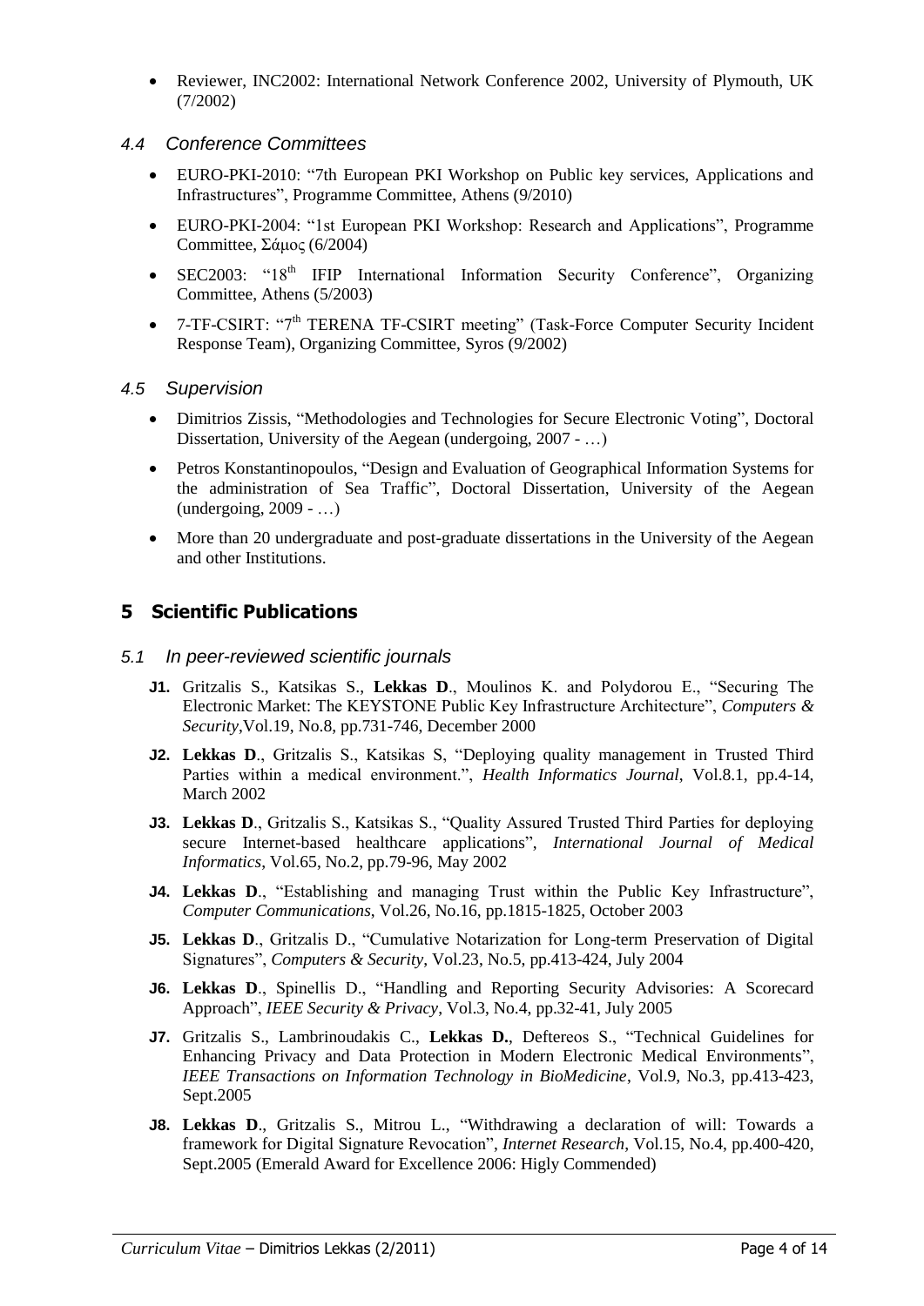- Reviewer, INC2002: International Network Conference 2002, University of Plymouth, UK (7/2002)

### 4.4 Conference Committees

- EURO-PKI-2010: "7th European PKI Workshop on Public key services, Applications and Infrastructures", Programme Committee, Athens (9/2010)
- EURO-PKI-2004: "1st European PKI Workshop: Research and Applications", Programme Committee, Σάμος (6/2004)
- SEC2003: "18th IFIP International Information Security Conference", Organizing Committee, Athens (5/2003)
- 7-TF-CSIRT: "7th TERENA TF-CSIRT meeting" (Task-Force Computer Security Incident Response Team), Organizing Committee, Syros (9/2002)

### 4.5 Supervision

- Dimitrios Zissis, "Methodologies and Technologies for Secure Electronic Voting", Doctoral Dissertation, University of the Aegean (undergoing, 2007 - …)
- Petros Konstantinopoulos, "Design and Evaluation of Geographical Information Systems for the administration of Sea Traffic", Doctoral Dissertation, University of the Aegean (undergoing, 2009 - …)
- More than 20 undergraduate and post-graduate dissertations in the University of the Aegean and other Institutions.

## 5 Scientific Publications

### 5.1 In peer-reviewed scientific journals

**J1.** Gritzalis S., Katsikas S., **Lekkas D**., Moulinos K. and Polydorou E., "Securing The Electronic Market: The KEYSTONE Public Key Infrastructure Architecture", *Computers & Security*,Vol.19, No.8, pp.731-746, December 2000

**J2.** **Lekkas D**., Gritzalis S., Katsikas S, "Deploying quality management in Trusted Third Parties within a medical environment.", *Health Informatics Journal*, Vol.8.1, pp.4-14, March 2002

**J3.** **Lekkas D**., Gritzalis S., Katsikas S., "Quality Assured Trusted Third Parties for deploying secure Internet-based healthcare applications", *International Journal of Medical Informatics*, Vol.65, No.2, pp.79-96, May 2002

**J4.** **Lekkas D**., "Establishing and managing Trust within the Public Key Infrastructure", *Computer Communications*, Vol.26, No.16, pp.1815-1825, October 2003

**J5.** **Lekkas D**., Gritzalis D., "Cumulative Notarization for Long-term Preservation of Digital Signatures", *Computers & Security*, Vol.23, No.5, pp.413-424, July 2004

**J6.** **Lekkas D**., Spinellis D., "Handling and Reporting Security Advisories: A Scorecard Approach", *IEEE Security & Privacy*, Vol.3, No.4, pp.32-41, July 2005

**J7.** Gritzalis S., Lambrinoudakis C., **Lekkas D.**, Deftereos S., "Technical Guidelines for Enhancing Privacy and Data Protection in Modern Electronic Medical Environments", *IEEE Transactions on Information Technology in BioMedicine*, Vol.9, No.3, pp.413-423, Sept.2005

**J8.** **Lekkas D**., Gritzalis S., Mitrou L., "Withdrawing a declaration of will: Towards a framework for Digital Signature Revocation", *Internet Research*, Vol.15, No.4, pp.400-420, Sept.2005 (Emerald Award for Excellence 2006: Higly Commended)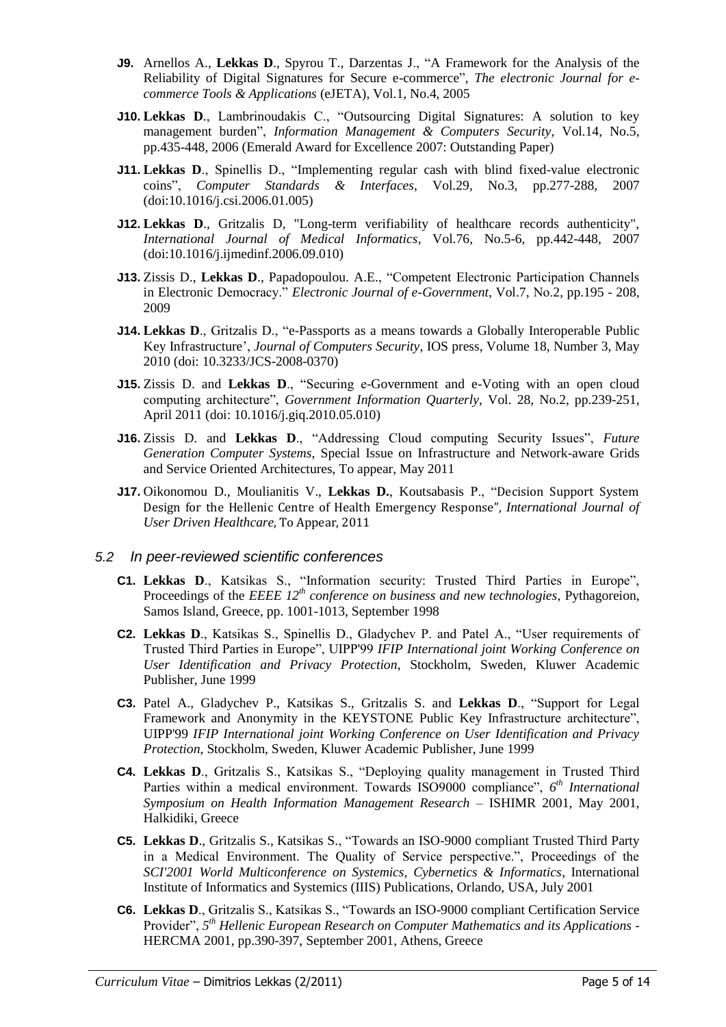- **J9.** Arnellos A., **Lekkas D**., Spyrou T., Darzentas J., "A Framework for the Analysis of the Reliability of Digital Signatures for Secure e-commerce", *The electronic Journal for e-commerce Tools & Applications* (eJETA), Vol.1, No.4, 2005
- **J10. Lekkas D**., Lambrinoudakis C., "Outsourcing Digital Signatures: A solution to key management burden", *Information Management & Computers Security*, Vol.14, No.5, pp.435-448, 2006 (Emerald Award for Excellence 2007: Outstanding Paper)
- **J11. Lekkas D**., Spinellis D., "Implementing regular cash with blind fixed-value electronic coins", *Computer Standards & Interfaces*, Vol.29, No.3, pp.277-288, 2007 (doi:10.1016/j.csi.2006.01.005)
- **J12. Lekkas D**., Gritzalis D, "Long-term verifiability of healthcare records authenticity", *International Journal of Medical Informatics*, Vol.76, No.5-6, pp.442-448, 2007 (doi:10.1016/j.ijmedinf.2006.09.010)
- **J13.** Zissis D., **Lekkas D**., Papadopoulou. A.E., "Competent Electronic Participation Channels in Electronic Democracy." *Electronic Journal of e-Government*, Vol.7, No.2, pp.195 - 208, 2009
- **J14. Lekkas D**., Gritzalis D., "e-Passports as a means towards a Globally Interoperable Public Key Infrastructure', *Journal of Computers Security*, IOS press, Volume 18, Number 3, May 2010 (doi: 10.3233/JCS-2008-0370)
- **J15.** Zissis D. and **Lekkas D**., "Securing e-Government and e-Voting with an open cloud computing architecture", *Government Information Quarterly*, Vol. 28, No.2, pp.239-251, April 2011 (doi: 10.1016/j.giq.2010.05.010)
- **J16.** Zissis D. and **Lekkas D**., "Addressing Cloud computing Security Issues", *Future Generation Computer Systems*, Special Issue on Infrastructure and Network-aware Grids and Service Oriented Architectures, To appear, May 2011
- **J17.** Oikonomou D., Moulianitis V., **Lekkas D.**, Koutsabasis P., "Decision Support System Design for the Hellenic Centre of Health Emergency Response", *International Journal of User Driven Healthcare,* To Appear, 2011

## *5.2 In peer-reviewed scientific conferences*

- **C1. Lekkas D**., Katsikas S., "Information security: Trusted Third Parties in Europe", Proceedings of the *EEEE 12th conference on business and new technologies*, Pythagoreion, Samos Island, Greece, pp. 1001-1013, September 1998
- **C2. Lekkas D**., Katsikas S., Spinellis D., Gladychev P. and Patel A., "User requirements of Trusted Third Parties in Europe", UIPP'99 *IFIP International joint Working Conference on User Identification and Privacy Protection*, Stockholm, Sweden, Kluwer Academic Publisher, June 1999
- **C3.** Patel A., Gladychev P., Katsikas S., Gritzalis S. and **Lekkas D**., "Support for Legal Framework and Anonymity in the KEYSTONE Public Key Infrastructure architecture", UIPP'99 *IFIP International joint Working Conference on User Identification and Privacy Protection*, Stockholm, Sweden, Kluwer Academic Publisher, June 1999
- **C4. Lekkas D**., Gritzalis S., Katsikas S., "Deploying quality management in Trusted Third Parties within a medical environment. Towards ISO9000 compliance", *6th International Symposium on Health Information Management Research* – ISHIMR 2001, May 2001, Halkidiki, Greece
- **C5. Lekkas D**., Gritzalis S., Katsikas S., "Towards an ISO-9000 compliant Trusted Third Party in a Medical Environment. The Quality of Service perspective.", Proceedings of the *SCI'2001 World Multiconference on Systemics, Cybernetics & Informatics*, International Institute of Informatics and Systemics (IIIS) Publications, Orlando, USA, July 2001
- **C6. Lekkas D**., Gritzalis S., Katsikas S., "Towards an ISO-9000 compliant Certification Service Provider", *5th Hellenic European Research on Computer Mathematics and its Applications* - HERCMA 2001, pp.390-397, September 2001, Athens, Greece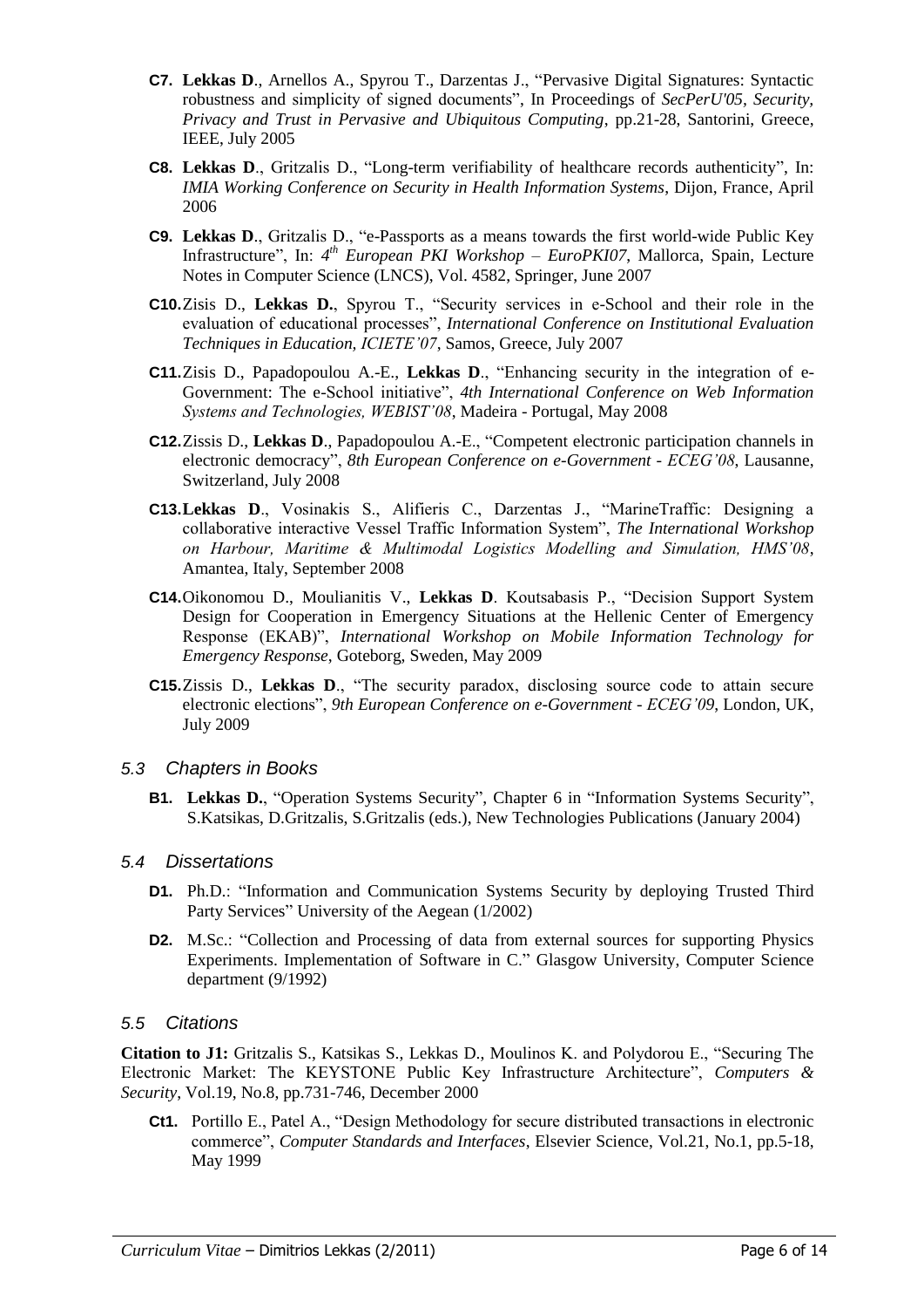- **C7. Lekkas D**., Arnellos A., Spyrou T., Darzentas J., "Pervasive Digital Signatures: Syntactic robustness and simplicity of signed documents", In Proceedings of *SecPerU'05, Security, Privacy and Trust in Pervasive and Ubiquitous Computing*, pp.21-28, Santorini, Greece, IEEE, July 2005
- **C8. Lekkas D**., Gritzalis D., "Long-term verifiability of healthcare records authenticity", In: *IMIA Working Conference on Security in Health Information Systems*, Dijon, France, April 2006
- **C9. Lekkas D**., Gritzalis D., "e-Passports as a means towards the first world-wide Public Key Infrastructure", In: *4th European PKI Workshop – EuroPKI07*, Mallorca, Spain, Lecture Notes in Computer Science (LNCS), Vol. 4582, Springer, June 2007
- **C10.** Zisis D., **Lekkas D.**, Spyrou T., "Security services in e-School and their role in the evaluation of educational processes", *International Conference on Institutional Evaluation Techniques in Education, ICIETE'07*, Samos, Greece, July 2007
- **C11.** Zisis D., Papadopoulou A.-E., **Lekkas D**., "Enhancing security in the integration of e-Government: The e-School initiative", *4th International Conference on Web Information Systems and Technologies, WEBIST'08*, Madeira - Portugal, May 2008
- **C12.** Zissis D., **Lekkas D**., Papadopoulou A.-E., "Competent electronic participation channels in electronic democracy", *8th European Conference on e-Government - ECEG'08*, Lausanne, Switzerland, July 2008
- **C13. Lekkas D**., Vosinakis S., Alifieris C., Darzentas J., "MarineTraffic: Designing a collaborative interactive Vessel Traffic Information System", *The International Workshop on Harbour, Maritime & Multimodal Logistics Modelling and Simulation, HMS'08*, Amantea, Italy, September 2008
- **C14.** Oikonomou D., Moulianitis V., **Lekkas D**. Koutsabasis P., "Decision Support System Design for Cooperation in Emergency Situations at the Hellenic Center of Emergency Response (EKAB)", *International Workshop on Mobile Information Technology for Emergency Response*, Goteborg, Sweden, May 2009
- **C15.** Zissis D., **Lekkas D**., "The security paradox, disclosing source code to attain secure electronic elections", *9th European Conference on e-Government - ECEG'09*, London, UK, July 2009

### *5.3 Chapters in Books*

- **B1. Lekkas D.**, "Operation Systems Security", Chapter 6 in "Information Systems Security", S.Katsikas, D.Gritzalis, S.Gritzalis (eds.), New Technologies Publications (January 2004)

### *5.4 Dissertations*

- **D1.** Ph.D.: "Information and Communication Systems Security by deploying Trusted Third Party Services" University of the Aegean (1/2002)
- **D2.** M.Sc.: "Collection and Processing of data from external sources for supporting Physics Experiments. Implementation of Software in C." Glasgow University, Computer Science department (9/1992)

### *5.5 Citations*

**Citation to J1:** Gritzalis S., Katsikas S., Lekkas D., Moulinos K. and Polydorou E., "Securing The Electronic Market: The KEYSTONE Public Key Infrastructure Architecture", *Computers & Security*, Vol.19, No.8, pp.731-746, December 2000

- **Ct1.** Portillo E., Patel A., "Design Methodology for secure distributed transactions in electronic commerce", *Computer Standards and Interfaces*, Elsevier Science, Vol.21, No.1, pp.5-18, May 1999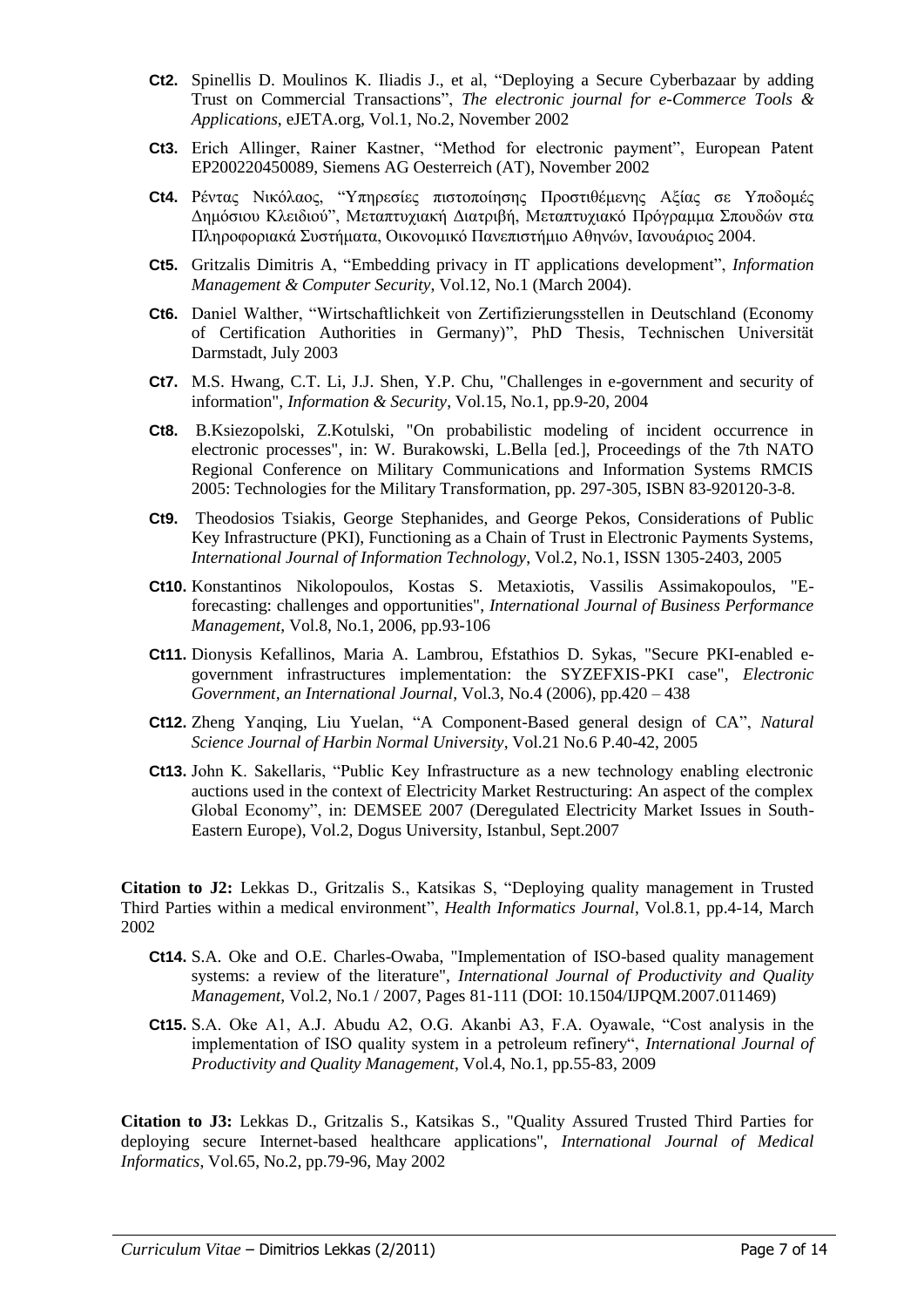- **Ct2.** Spinellis D. Moulinos K. Iliadis J., et al, "Deploying a Secure Cyberbazaar by adding Trust on Commercial Transactions", *The electronic journal for e-Commerce Tools & Applications*, eJETA.org, Vol.1, No.2, November 2002
- **Ct3.** Erich Allinger, Rainer Kastner, "Method for electronic payment", European Patent EP200220450089, Siemens AG Oesterreich (AT), November 2002
- **Ct4.** Ρέντας Νικόλαος, "Υπηρεσίες πιστοποίησης Προστιθέμενης Αξίας σε Υποδομές Δημόσιου Κλειδιού", Μεταπτυχιακή Διατριβή, Μεταπτυχιακό Πρόγραμμα Σπουδών στα Πληροφοριακά Συστήματα, Οικονομικό Πανεπιστήμιο Αθηνών, Ιανουάριος 2004.
- **Ct5.** Gritzalis Dimitris A, "Embedding privacy in IT applications development", *Information Management & Computer Security*, Vol.12, No.1 (March 2004).
- **Ct6.** Daniel Walther, "Wirtschaftlichkeit von Zertifizierungsstellen in Deutschland (Economy of Certification Authorities in Germany)", PhD Thesis, Technischen Universität Darmstadt, July 2003
- **Ct7.** M.S. Hwang, C.T. Li, J.J. Shen, Y.P. Chu, "Challenges in e-government and security of information", *Information & Security*, Vol.15, No.1, pp.9-20, 2004
- **Ct8.** B.Ksiezopolski, Z.Kotulski, "On probabilistic modeling of incident occurrence in electronic processes", in: W. Burakowski, L.Bella [ed.], Proceedings of the 7th NATO Regional Conference on Military Communications and Information Systems RMCIS 2005: Technologies for the Military Transformation, pp. 297-305, ISBN 83-920120-3-8.
- **Ct9.** Theodosios Tsiakis, George Stephanides, and George Pekos, Considerations of Public Key Infrastructure (PKI), Functioning as a Chain of Trust in Electronic Payments Systems, *International Journal of Information Technology*, Vol.2, No.1, ISSN 1305-2403, 2005
- **Ct10.** Konstantinos Nikolopoulos, Kostas S. Metaxiotis, Vassilis Assimakopoulos, "E-forecasting: challenges and opportunities", *International Journal of Business Performance Management*, Vol.8, No.1, 2006, pp.93-106
- **Ct11.** Dionysis Kefallinos, Maria A. Lambrou, Efstathios D. Sykas, "Secure PKI-enabled e-government infrastructures implementation: the SYZEFXIS-PKI case", *Electronic Government, an International Journal*, Vol.3, No.4 (2006), pp.420 – 438
- **Ct12.** Zheng Yanqing, Liu Yuelan, "A Component-Based general design of CA", *Natural Science Journal of Harbin Normal University*, Vol.21 No.6 P.40-42, 2005
- **Ct13.** John K. Sakellaris, "Public Key Infrastructure as a new technology enabling electronic auctions used in the context of Electricity Market Restructuring: An aspect of the complex Global Economy", in: DEMSEE 2007 (Deregulated Electricity Market Issues in South-Eastern Europe), Vol.2, Dogus University, Istanbul, Sept.2007

**Citation to J2:** Lekkas D., Gritzalis S., Katsikas S, "Deploying quality management in Trusted Third Parties within a medical environment", *Health Informatics Journal*, Vol.8.1, pp.4-14, March 2002

- **Ct14.** S.A. Oke and O.E. Charles-Owaba, "Implementation of ISO-based quality management systems: a review of the literature", *International Journal of Productivity and Quality Management*, Vol.2, No.1 / 2007, Pages 81-111 (DOI: 10.1504/IJPQM.2007.011469)
- **Ct15.** S.A. Oke A1, A.J. Abudu A2, O.G. Akanbi A3, F.A. Oyawale, "Cost analysis in the implementation of ISO quality system in a petroleum refinery", *International Journal of Productivity and Quality Management*, Vol.4, No.1, pp.55-83, 2009

**Citation to J3:** Lekkas D., Gritzalis S., Katsikas S., "Quality Assured Trusted Third Parties for deploying secure Internet-based healthcare applications", *International Journal of Medical Informatics*, Vol.65, No.2, pp.79-96, May 2002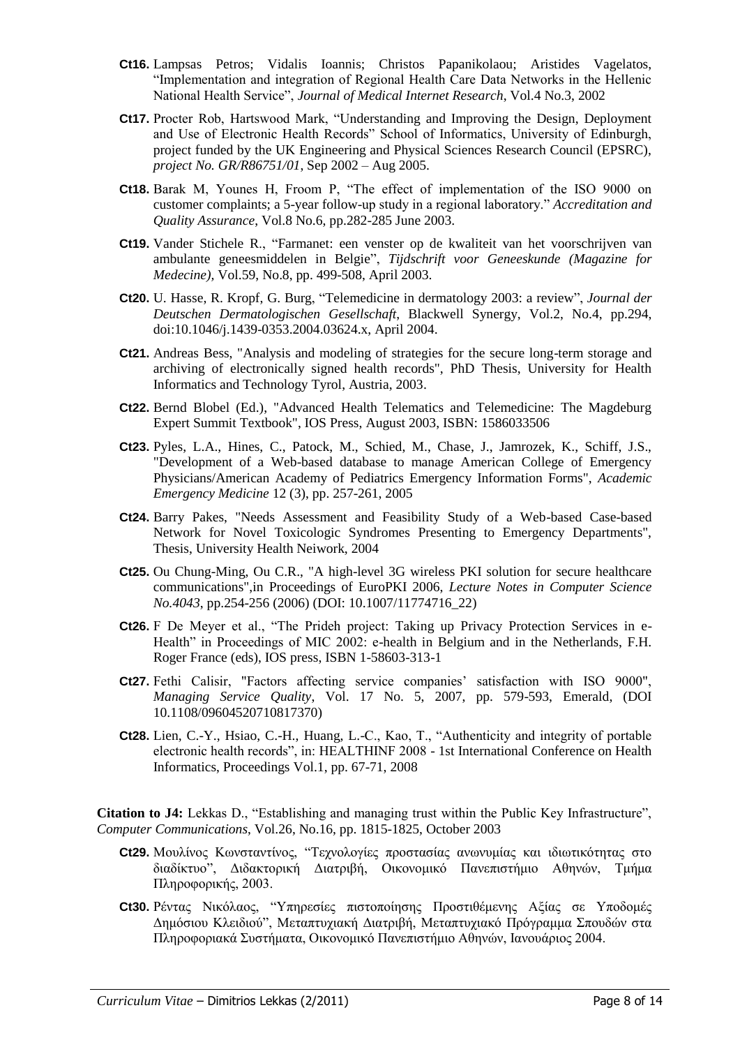- **Ct16.** Lampsas Petros; Vidalis Ioannis; Christos Papanikolaou; Aristides Vagelatos, "Implementation and integration of Regional Health Care Data Networks in the Hellenic National Health Service", *Journal of Medical Internet Research*, Vol.4 No.3, 2002
- **Ct17.** Procter Rob, Hartswood Mark, "Understanding and Improving the Design, Deployment and Use of Electronic Health Records" School of Informatics, University of Edinburgh, project funded by the UK Engineering and Physical Sciences Research Council (EPSRC), *project No. GR/R86751/01*, Sep 2002 – Aug 2005.
- **Ct18.** Barak M, Younes H, Froom P, "The effect of implementation of the ISO 9000 on customer complaints; a 5-year follow-up study in a regional laboratory." *Accreditation and Quality Assurance*, Vol.8 No.6, pp.282-285 June 2003.
- **Ct19.** Vander Stichele R., "Farmanet: een venster op de kwaliteit van het voorschrijven van ambulante geneesmiddelen in Belgie", *Tijdschrift voor Geneeskunde (Magazine for Medecine)*, Vol.59, No.8, pp. 499-508, April 2003.
- **Ct20.** U. Hasse, R. Kropf, G. Burg, "Telemedicine in dermatology 2003: a review", *Journal der Deutschen Dermatologischen Gesellschaft*, Blackwell Synergy, Vol.2, No.4, pp.294, doi:10.1046/j.1439-0353.2004.03624.x, April 2004.
- **Ct21.** Andreas Bess, "Analysis and modeling of strategies for the secure long-term storage and archiving of electronically signed health records", PhD Thesis, University for Health Informatics and Technology Tyrol, Austria, 2003.
- **Ct22.** Bernd Blobel (Ed.), "Advanced Health Telematics and Telemedicine: The Magdeburg Expert Summit Textbook", IOS Press, August 2003, ISBN: 1586033506
- **Ct23.** Pyles, L.A., Hines, C., Patock, M., Schied, M., Chase, J., Jamrozek, K., Schiff, J.S., "Development of a Web-based database to manage American College of Emergency Physicians/American Academy of Pediatrics Emergency Information Forms", *Academic Emergency Medicine* 12 (3), pp. 257-261, 2005
- **Ct24.** Barry Pakes, "Needs Assessment and Feasibility Study of a Web-based Case-based Network for Novel Toxicologic Syndromes Presenting to Emergency Departments", Thesis, University Health Neiwork, 2004
- **Ct25.** Ou Chung-Ming, Ou C.R., "A high-level 3G wireless PKI solution for secure healthcare communications",in Proceedings of EuroPKI 2006, *Lecture Notes in Computer Science No.4043*, pp.254-256 (2006) (DOI: 10.1007/11774716_22)
- **Ct26.** F De Meyer et al., "The Prideh project: Taking up Privacy Protection Services in e-Health" in Proceedings of MIC 2002: e-health in Belgium and in the Netherlands, F.H. Roger France (eds), IOS press, ISBN 1-58603-313-1
- **Ct27.** Fethi Calisir, "Factors affecting service companies' satisfaction with ISO 9000", *Managing Service Quality*, Vol. 17 No. 5, 2007, pp. 579-593, Emerald, (DOI 10.1108/09604520710817370)
- **Ct28.** Lien, C.-Y., Hsiao, C.-H., Huang, L.-C., Kao, T., "Authenticity and integrity of portable electronic health records", in: HEALTHINF 2008 - 1st International Conference on Health Informatics, Proceedings Vol.1, pp. 67-71, 2008

**Citation to J4:** Lekkas D., "Establishing and managing trust within the Public Key Infrastructure", *Computer Communications*, Vol.26, No.16, pp. 1815-1825, October 2003

- **Ct29.** Μουλίνος Κωνσταντίνος, "Τεχνολογίες προστασίας ανωνυμίας και ιδιωτικότητας στο διαδίκτυο", Διδακτορική Διατριβή, Οικονομικό Πανεπιστήμιο Αθηνών, Τμήμα Πληροφορικής, 2003.
- **Ct30.** Ρέντας Νικόλαος, "Υπηρεσίες πιστοποίησης Προστιθέμενης Αξίας σε Υποδομές Δημόσιου Κλειδιού", Μεταπτυχιακή Διατριβή, Μεταπτυχιακό Πρόγραμμα Σπουδών στα Πληροφοριακά Συστήματα, Οικονομικό Πανεπιστήμιο Αθηνών, Ιανουάριος 2004.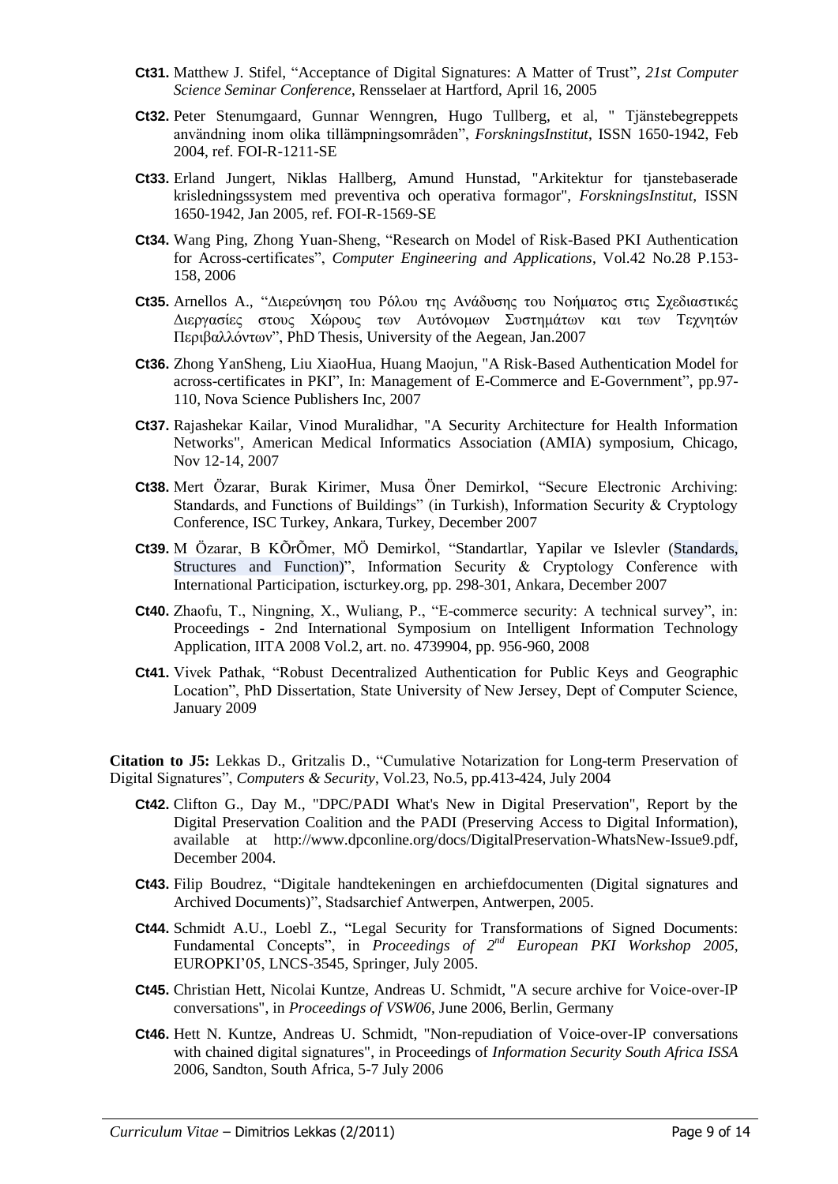- **Ct31.** Matthew J. Stifel, “Acceptance of Digital Signatures: A Matter of Trust”, *21st Computer Science Seminar Conference*, Rensselaer at Hartford, April 16, 2005
- **Ct32.** Peter Stenumgaard, Gunnar Wenngren, Hugo Tullberg, et al, " Tjänstebegreppets användning inom olika tillämpningsområden”, *ForskningsInstitut*, ISSN 1650-1942, Feb 2004, ref. FOI-R-1211-SE
- **Ct33.** Erland Jungert, Niklas Hallberg, Amund Hunstad, "Arkitektur for tjanstebaserade krisledningssystem med preventiva och operativa formagor", *ForskningsInstitut*, ISSN 1650-1942, Jan 2005, ref. FOI-R-1569-SE
- **Ct34.** Wang Ping, Zhong Yuan-Sheng, “Research on Model of Risk-Based PKI Authentication for Across-certificates”, *Computer Engineering and Applications*, Vol.42 No.28 P.153-158, 2006
- **Ct35.** Arnellos A., “Διερεύνηση του Ρόλου της Ανάδυσης του Νοήματος στις Σχεδιαστικές Διεργασίες στους Χώρους των Αυτόνομων Συστημάτων και των Τεχνητών Περιβαλλόντων”, PhD Thesis, University of the Aegean, Jan.2007
- **Ct36.** Zhong YanSheng, Liu XiaoHua, Huang Maojun, "A Risk-Based Authentication Model for across-certificates in PKI", In: Management of E-Commerce and E-Government", pp.97-110, Nova Science Publishers Inc, 2007
- **Ct37.** Rajashekar Kailar, Vinod Muralidhar, "A Security Architecture for Health Information Networks", American Medical Informatics Association (AMIA) symposium, Chicago, Nov 12-14, 2007
- **Ct38.** Mert Özarar, Burak Kirimer, Musa Öner Demirkol, “Secure Electronic Archiving: Standards, and Functions of Buildings” (in Turkish), Information Security & Cryptology Conference, ISC Turkey, Ankara, Turkey, December 2007
- **Ct39.** M Özarar, B KÕrÕmer, MÖ Demirkol, “Standartlar, Yapilar ve Islevler (Standards, Structures and Function)”, Information Security & Cryptology Conference with International Participation, iscturkey.org, pp. 298-301, Ankara, December 2007
- **Ct40.** Zhaofu, T., Ningning, X., Wuliang, P., “E-commerce security: A technical survey”, in: Proceedings - 2nd International Symposium on Intelligent Information Technology Application, IITA 2008 Vol.2, art. no. 4739904, pp. 956-960, 2008
- **Ct41.** Vivek Pathak, “Robust Decentralized Authentication for Public Keys and Geographic Location”, PhD Dissertation, State University of New Jersey, Dept of Computer Science, January 2009

**Citation to J5:** Lekkas D., Gritzalis D., “Cumulative Notarization for Long-term Preservation of Digital Signatures”, *Computers & Security*, Vol.23, No.5, pp.413-424, July 2004

- **Ct42.** Clifton G., Day M., "DPC/PADI What's New in Digital Preservation", Report by the Digital Preservation Coalition and the PADI (Preserving Access to Digital Information), available at http://www.dpconline.org/docs/DigitalPreservation-WhatsNew-Issue9.pdf, December 2004.
- **Ct43.** Filip Boudrez, “Digitale handtekeningen en archiefdocumenten (Digital signatures and Archived Documents)”, Stadsarchief Antwerpen, Antwerpen, 2005.
- **Ct44.** Schmidt A.U., Loebl Z., “Legal Security for Transformations of Signed Documents: Fundamental Concepts”, in *Proceedings of 2nd European PKI Workshop 2005*, EUROPKI’05, LNCS-3545, Springer, July 2005.
- **Ct45.** Christian Hett, Nicolai Kuntze, Andreas U. Schmidt, "A secure archive for Voice-over-IP conversations", in *Proceedings of VSW06*, June 2006, Berlin, Germany
- **Ct46.** Hett N. Kuntze, Andreas U. Schmidt, "Non-repudiation of Voice-over-IP conversations with chained digital signatures", in Proceedings of *Information Security South Africa ISSA* 2006, Sandton, South Africa, 5-7 July 2006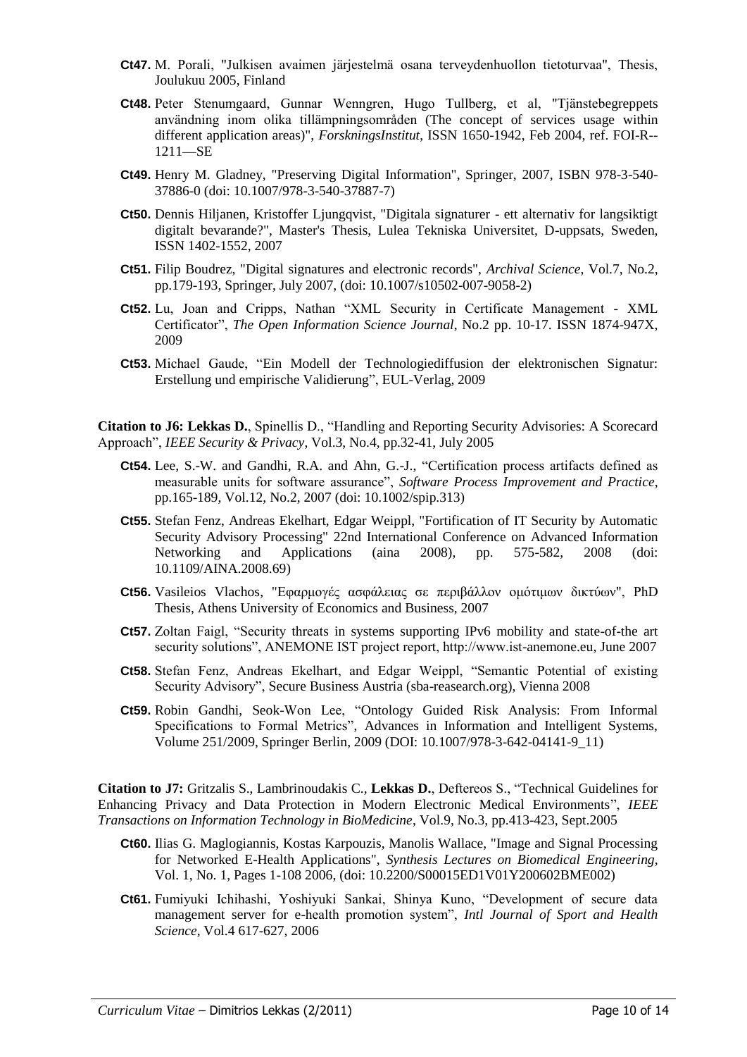- **Ct47.** M. Porali, "Julkisen avaimen järjestelmä osana terveydenhuollon tietoturvaa", Thesis, Joulukuu 2005, Finland
- **Ct48.** Peter Stenumgaard, Gunnar Wenngren, Hugo Tullberg, et al, "Tjänstebegreppets användning inom olika tillämpningsområden (The concept of services usage within different application areas)", *ForskningsInstitut*, ISSN 1650-1942, Feb 2004, ref. FOI-R--1211—SE
- **Ct49.** Henry M. Gladney, "Preserving Digital Information", Springer, 2007, ISBN 978-3-540-37886-0 (doi: 10.1007/978-3-540-37887-7)
- **Ct50.** Dennis Hiljanen, Kristoffer Ljungqvist, "Digitala signaturer - ett alternativ for langsiktigt digitalt bevarande?", Master's Thesis, Lulea Tekniska Universitet, D-uppsats, Sweden, ISSN 1402-1552, 2007
- **Ct51.** Filip Boudrez, "Digital signatures and electronic records", *Archival Science*, Vol.7, No.2, pp.179-193, Springer, July 2007, (doi: 10.1007/s10502-007-9058-2)
- **Ct52.** Lu, Joan and Cripps, Nathan "XML Security in Certificate Management - XML Certificator", *The Open Information Science Journal*, No.2 pp. 10-17. ISSN 1874-947X, 2009
- **Ct53.** Michael Gaude, "Ein Modell der Technologiediffusion der elektronischen Signatur: Erstellung und empirische Validierung", EUL-Verlag, 2009

**Citation to J6: Lekkas D.**, Spinellis D., "Handling and Reporting Security Advisories: A Scorecard Approach", *IEEE Security & Privacy*, Vol.3, No.4, pp.32-41, July 2005

- **Ct54.** Lee, S.-W. and Gandhi, R.A. and Ahn, G.-J., "Certification process artifacts defined as measurable units for software assurance", *Software Process Improvement and Practice*, pp.165-189, Vol.12, No.2, 2007 (doi: 10.1002/spip.313)
- **Ct55.** Stefan Fenz, Andreas Ekelhart, Edgar Weippl, "Fortification of IT Security by Automatic Security Advisory Processing" 22nd International Conference on Advanced Information Networking and Applications (aina 2008), pp. 575-582, 2008 (doi: 10.1109/AINA.2008.69)
- **Ct56.** Vasileios Vlachos, "Εφαρμογές ασφάλειας σε περιβάλλον ομότιμων δικτύων", PhD Thesis, Athens University of Economics and Business, 2007
- **Ct57.** Zoltan Faigl, "Security threats in systems supporting IPv6 mobility and state-of-the art security solutions", ANEMONE IST project report, http://www.ist-anemone.eu, June 2007
- **Ct58.** Stefan Fenz, Andreas Ekelhart, and Edgar Weippl, "Semantic Potential of existing Security Advisory", Secure Business Austria (sba-reasearch.org), Vienna 2008
- **Ct59.** Robin Gandhi, Seok-Won Lee, "Ontology Guided Risk Analysis: From Informal Specifications to Formal Metrics", Advances in Information and Intelligent Systems, Volume 251/2009, Springer Berlin, 2009 (DOI: 10.1007/978-3-642-04141-9_11)

**Citation to J7:** Gritzalis S., Lambrinoudakis C., **Lekkas D.**, Deftereos S., "Technical Guidelines for Enhancing Privacy and Data Protection in Modern Electronic Medical Environments", *IEEE Transactions on Information Technology in BioMedicine*, Vol.9, No.3, pp.413-423, Sept.2005

- **Ct60.** Ilias G. Maglogiannis, Kostas Karpouzis, Manolis Wallace, "Image and Signal Processing for Networked E-Health Applications", *Synthesis Lectures on Biomedical Engineering*, Vol. 1, No. 1, Pages 1-108 2006, (doi: 10.2200/S00015ED1V01Y200602BME002)
- **Ct61.** Fumiyuki Ichihashi, Yoshiyuki Sankai, Shinya Kuno, "Development of secure data management server for e-health promotion system", *Intl Journal of Sport and Health Science*, Vol.4 617-627, 2006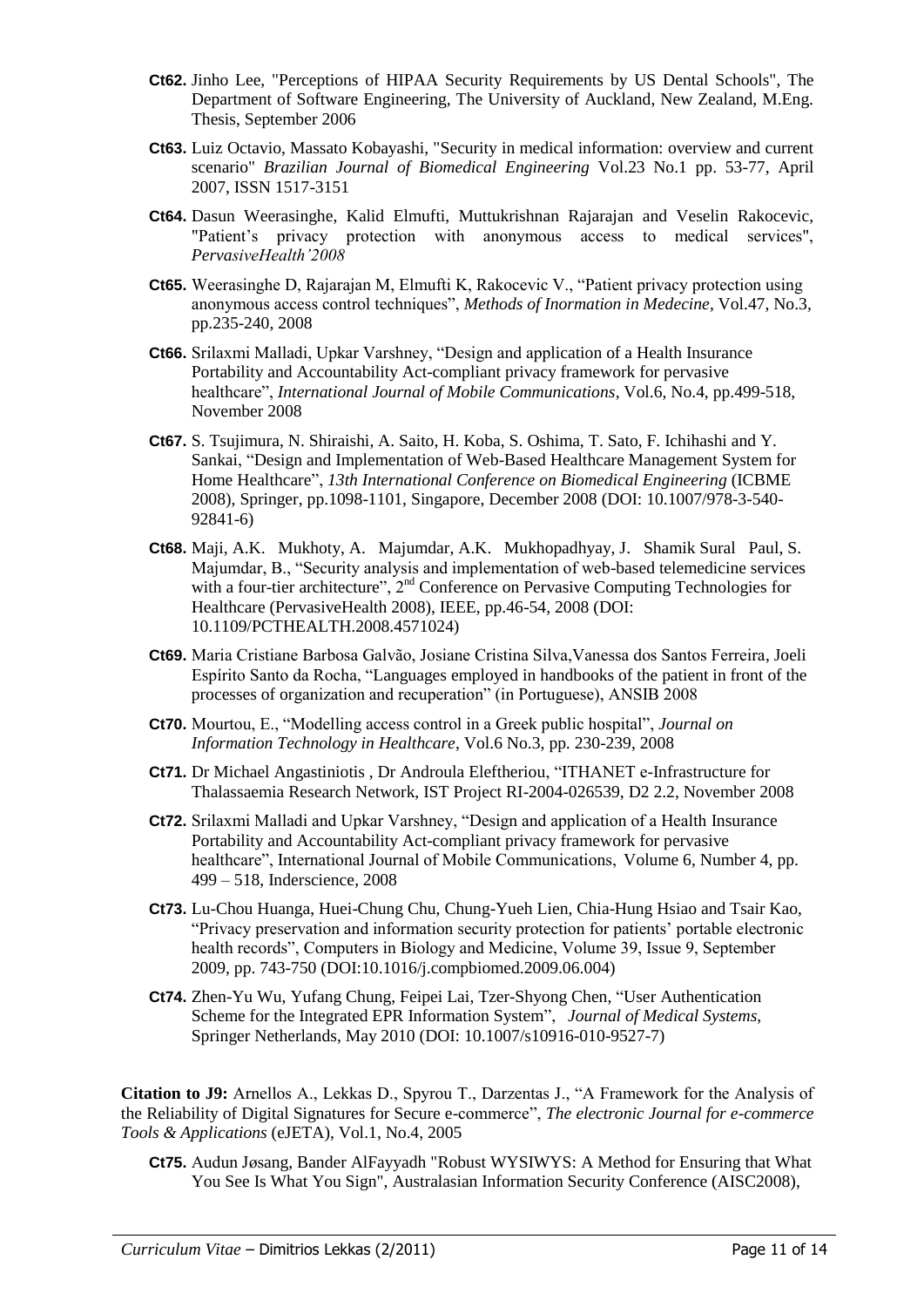- **Ct62.** Jinho Lee, "Perceptions of HIPAA Security Requirements by US Dental Schools", The Department of Software Engineering, The University of Auckland, New Zealand, M.Eng. Thesis, September 2006
- **Ct63.** Luiz Octavio, Massato Kobayashi, "Security in medical information: overview and current scenario" *Brazilian Journal of Biomedical Engineering* Vol.23 No.1 pp. 53-77, April 2007, ISSN 1517-3151
- **Ct64.** Dasun Weerasinghe, Kalid Elmufti, Muttukrishnan Rajarajan and Veselin Rakocevic, "Patient's privacy protection with anonymous access to medical services", *PervasiveHealth'2008*
- **Ct65.** Weerasinghe D, Rajarajan M, Elmufti K, Rakocevic V., "Patient privacy protection using anonymous access control techniques", *Methods of Inormation in Medecine*, Vol.47, No.3, pp.235-240, 2008
- **Ct66.** Srilaxmi Malladi, Upkar Varshney, "Design and application of a Health Insurance Portability and Accountability Act-compliant privacy framework for pervasive healthcare", *International Journal of Mobile Communications*, Vol.6, No.4, pp.499-518, November 2008
- **Ct67.** S. Tsujimura, N. Shiraishi, A. Saito, H. Koba, S. Oshima, T. Sato, F. Ichihashi and Y. Sankai, "Design and Implementation of Web-Based Healthcare Management System for Home Healthcare", *13th International Conference on Biomedical Engineering* (ICBME 2008), Springer, pp.1098-1101, Singapore, December 2008 (DOI: 10.1007/978-3-540-92841-6)
- **Ct68.** Maji, A.K. Mukhoty, A. Majumdar, A.K. Mukhopadhyay, J. Shamik Sural Paul, S. Majumdar, B., "Security analysis and implementation of web-based telemedicine services with a four-tier architecture", 2[nd] Conference on Pervasive Computing Technologies for Healthcare (PervasiveHealth 2008), IEEE, pp.46-54, 2008 (DOI: 10.1109/PCTHEALTH.2008.4571024)
- **Ct69.** Maria Cristiane Barbosa Galvão, Josiane Cristina Silva,Vanessa dos Santos Ferreira, Joeli Espírito Santo da Rocha, "Languages employed in handbooks of the patient in front of the processes of organization and recuperation" (in Portuguese), ANSIB 2008
- **Ct70.** Mourtou, E., "Modelling access control in a Greek public hospital", *Journal on Information Technology in Healthcare*, Vol.6 No.3, pp. 230-239, 2008
- **Ct71.** Dr Michael Angastiniotis , Dr Androula Eleftheriou, "ITHANET e-Infrastructure for Thalassaemia Research Network, IST Project RI-2004-026539, D2 2.2, November 2008
- **Ct72.** Srilaxmi Malladi and Upkar Varshney, "Design and application of a Health Insurance Portability and Accountability Act-compliant privacy framework for pervasive healthcare", International Journal of Mobile Communications, Volume 6, Number 4, pp. 499 – 518, Inderscience, 2008
- **Ct73.** Lu-Chou Huanga, Huei-Chung Chu, Chung-Yueh Lien, Chia-Hung Hsiao and Tsair Kao, "Privacy preservation and information security protection for patients' portable electronic health records", Computers in Biology and Medicine, Volume 39, Issue 9, September 2009, pp. 743-750 (DOI:10.1016/j.compbiomed.2009.06.004)
- **Ct74.** Zhen-Yu Wu, Yufang Chung, Feipei Lai, Tzer-Shyong Chen, "User Authentication Scheme for the Integrated EPR Information System", *Journal of Medical Systems*, Springer Netherlands, May 2010 (DOI: 10.1007/s10916-010-9527-7)

**Citation to J9:** Arnellos A., Lekkas D., Spyrou T., Darzentas J., "A Framework for the Analysis of the Reliability of Digital Signatures for Secure e-commerce", *The electronic Journal for e-commerce Tools & Applications* (eJETA), Vol.1, No.4, 2005

- **Ct75.** Audun Jøsang, Bander AlFayyadh "Robust WYSIWYS: A Method for Ensuring that What You See Is What You Sign", Australasian Information Security Conference (AISC2008),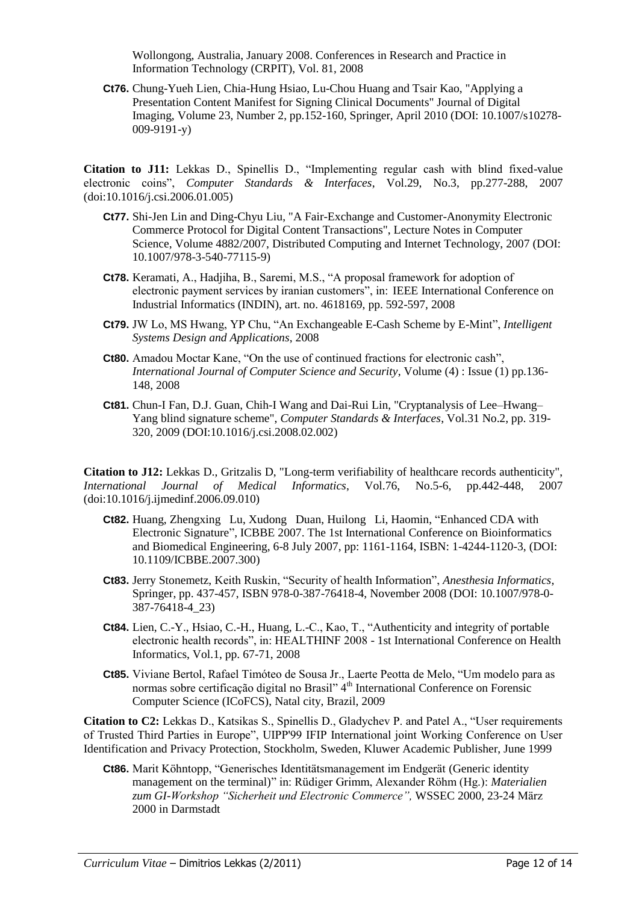Wollongong, Australia, January 2008. Conferences in Research and Practice in Information Technology (CRPIT), Vol. 81, 2008

- **Ct76.** Chung-Yueh Lien, Chia-Hung Hsiao, Lu-Chou Huang and Tsair Kao, "Applying a Presentation Content Manifest for Signing Clinical Documents" Journal of Digital Imaging, Volume 23, Number 2, pp.152-160, Springer, April 2010 (DOI: 10.1007/s10278-009-9191-y)

**Citation to J11:** Lekkas D., Spinellis D., "Implementing regular cash with blind fixed-value electronic coins", *Computer Standards & Interfaces*, Vol.29, No.3, pp.277-288, 2007 (doi:10.1016/j.csi.2006.01.005)

- **Ct77.** Shi-Jen Lin and Ding-Chyu Liu, "A Fair-Exchange and Customer-Anonymity Electronic Commerce Protocol for Digital Content Transactions", Lecture Notes in Computer Science, Volume 4882/2007, Distributed Computing and Internet Technology, 2007 (DOI: 10.1007/978-3-540-77115-9)
- **Ct78.** Keramati, A., Hadjiha, B., Saremi, M.S., "A proposal framework for adoption of electronic payment services by iranian customers", in: IEEE International Conference on Industrial Informatics (INDIN), art. no. 4618169, pp. 592-597, 2008
- **Ct79.** JW Lo, MS Hwang, YP Chu, "An Exchangeable E-Cash Scheme by E-Mint", *Intelligent Systems Design and Applications*, 2008
- **Ct80.** Amadou Moctar Kane, "On the use of continued fractions for electronic cash", *International Journal of Computer Science and Security*, Volume (4) : Issue (1) pp.136-148, 2008
- **Ct81.** Chun-I Fan, D.J. Guan, Chih-I Wang and Dai-Rui Lin, "Cryptanalysis of Lee–Hwang–Yang blind signature scheme", *Computer Standards & Interfaces*, Vol.31 No.2, pp. 319-320, 2009 (DOI:10.1016/j.csi.2008.02.002)

**Citation to J12:** Lekkas D., Gritzalis D, "Long-term verifiability of healthcare records authenticity", *International Journal of Medical Informatics*, Vol.76, No.5-6, pp.442-448, 2007 (doi:10.1016/j.ijmedinf.2006.09.010)

- **Ct82.** Huang, Zhengxing Lu, Xudong Duan, Huilong Li, Haomin, "Enhanced CDA with Electronic Signature", ICBBE 2007. The 1st International Conference on Bioinformatics and Biomedical Engineering, 6-8 July 2007, pp: 1161-1164, ISBN: 1-4244-1120-3, (DOI: 10.1109/ICBBE.2007.300)
- **Ct83.** Jerry Stonemetz, Keith Ruskin, "Security of health Information", *Anesthesia Informatics*, Springer, pp. 437-457, ISBN 978-0-387-76418-4, November 2008 (DOI: 10.1007/978-0-387-76418-4_23)
- **Ct84.** Lien, C.-Y., Hsiao, C.-H., Huang, L.-C., Kao, T., "Authenticity and integrity of portable electronic health records", in: HEALTHINF 2008 - 1st International Conference on Health Informatics, Vol.1, pp. 67-71, 2008
- **Ct85.** Viviane Bertol, Rafael Timóteo de Sousa Jr., Laerte Peotta de Melo, "Um modelo para as normas sobre certificação digital no Brasil" 4th International Conference on Forensic Computer Science (ICoFCS), Natal city, Brazil, 2009

**Citation to C2:** Lekkas D., Katsikas S., Spinellis D., Gladychev P. and Patel A., "User requirements of Trusted Third Parties in Europe", UIPP'99 IFIP International joint Working Conference on User Identification and Privacy Protection, Stockholm, Sweden, Kluwer Academic Publisher, June 1999

- **Ct86.** Marit Köhntopp, "Generisches Identitätsmanagement im Endgerät (Generic identity management on the terminal)" in: Rüdiger Grimm, Alexander Röhm (Hg.): *Materialien zum GI-Workshop "Sicherheit und Electronic Commerce",* WSSEC 2000, 23-24 März 2000 in Darmstadt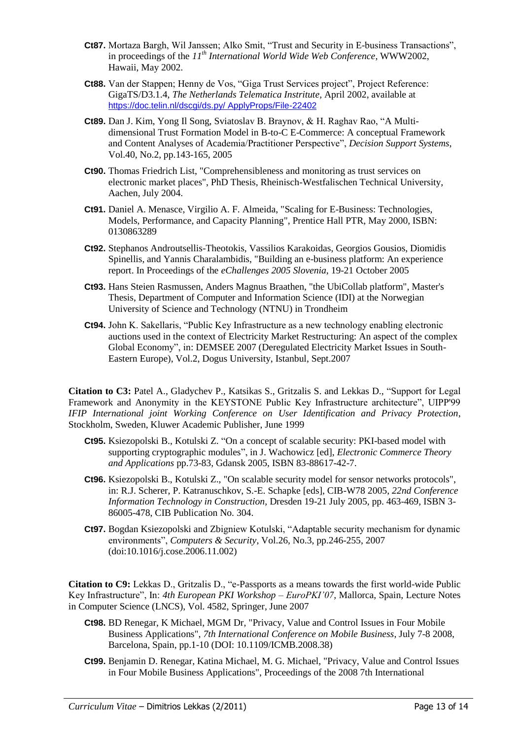- **Ct87.** Mortaza Bargh, Wil Janssen; Alko Smit, "Trust and Security in E-business Transactions", in proceedings of the *11th International World Wide Web Conference*, WWW2002, Hawaii, May 2002.
- **Ct88.** Van der Stappen; Henny de Vos, "Giga Trust Services project", Project Reference: GigaTS/D3.1.4, *The Netherlands Telematica Institute*, April 2002, available at https://doc.telin.nl/dscgi/ds.py/ ApplyProps/File-22402
- **Ct89.** Dan J. Kim, Yong Il Song, Sviatoslav B. Braynov, & H. Raghav Rao, "A Multi-dimensional Trust Formation Model in B-to-C E-Commerce: A conceptual Framework and Content Analyses of Academia/Practitioner Perspective", *Decision Support Systems*, Vol.40, No.2, pp.143-165, 2005
- **Ct90.** Thomas Friedrich List, "Comprehensibleness and monitoring as trust services on electronic market places", PhD Thesis, Rheinisch-Westfalischen Technical University, Aachen, July 2004.
- **Ct91.** Daniel A. Menasce, Virgilio A. F. Almeida, "Scaling for E-Business: Technologies, Models, Performance, and Capacity Planning", Prentice Hall PTR, May 2000, ISBN: 0130863289
- **Ct92.** Stephanos Androutsellis-Theotokis, Vassilios Karakoidas, Georgios Gousios, Diomidis Spinellis, and Yannis Charalambidis, "Building an e-business platform: An experience report. In Proceedings of the *eChallenges 2005 Slovenia*, 19-21 October 2005
- **Ct93.** Hans Steien Rasmussen, Anders Magnus Braathen, "the UbiCollab platform", Master's Thesis, Department of Computer and Information Science (IDI) at the Norwegian University of Science and Technology (NTNU) in Trondheim
- **Ct94.** John K. Sakellaris, "Public Key Infrastructure as a new technology enabling electronic auctions used in the context of Electricity Market Restructuring: An aspect of the complex Global Economy", in: DEMSEE 2007 (Deregulated Electricity Market Issues in South-Eastern Europe), Vol.2, Dogus University, Istanbul, Sept.2007

**Citation to C3:** Patel A., Gladychev P., Katsikas S., Gritzalis S. and Lekkas D., "Support for Legal Framework and Anonymity in the KEYSTONE Public Key Infrastructure architecture", UIPP'99 *IFIP International joint Working Conference on User Identification and Privacy Protection*, Stockholm, Sweden, Kluwer Academic Publisher, June 1999

- **Ct95.** Ksiezopolski B., Kotulski Z. "On a concept of scalable security: PKI-based model with supporting cryptographic modules", in J. Wachowicz [ed], *Electronic Commerce Theory and Applications* pp.73-83, Gdansk 2005, ISBN 83-88617-42-7.
- **Ct96.** Ksiezopolski B., Kotulski Z., "On scalable security model for sensor networks protocols", in: R.J. Scherer, P. Katranuschkov, S.-E. Schapke [eds], CIB-W78 2005, *22nd Conference Information Technology in Construction*, Dresden 19-21 July 2005, pp. 463-469, ISBN 3-86005-478, CIB Publication No. 304.
- **Ct97.** Bogdan Ksiezopolski and Zbigniew Kotulski, "Adaptable security mechanism for dynamic environments", *Computers & Security*, Vol.26, No.3, pp.246-255, 2007 (doi:10.1016/j.cose.2006.11.002)

**Citation to C9:** Lekkas D., Gritzalis D., "e-Passports as a means towards the first world-wide Public Key Infrastructure", In: *4th European PKI Workshop – EuroPKI'07*, Mallorca, Spain, Lecture Notes in Computer Science (LNCS), Vol. 4582, Springer, June 2007

- **Ct98.** BD Renegar, K Michael, MGM Dr, "Privacy, Value and Control Issues in Four Mobile Business Applications", *7th International Conference on Mobile Business*, July 7-8 2008, Barcelona, Spain, pp.1-10 (DOI: 10.1109/ICMB.2008.38)
- **Ct99.** Benjamin D. Renegar, Katina Michael, M. G. Michael, "Privacy, Value and Control Issues in Four Mobile Business Applications", Proceedings of the 2008 7th International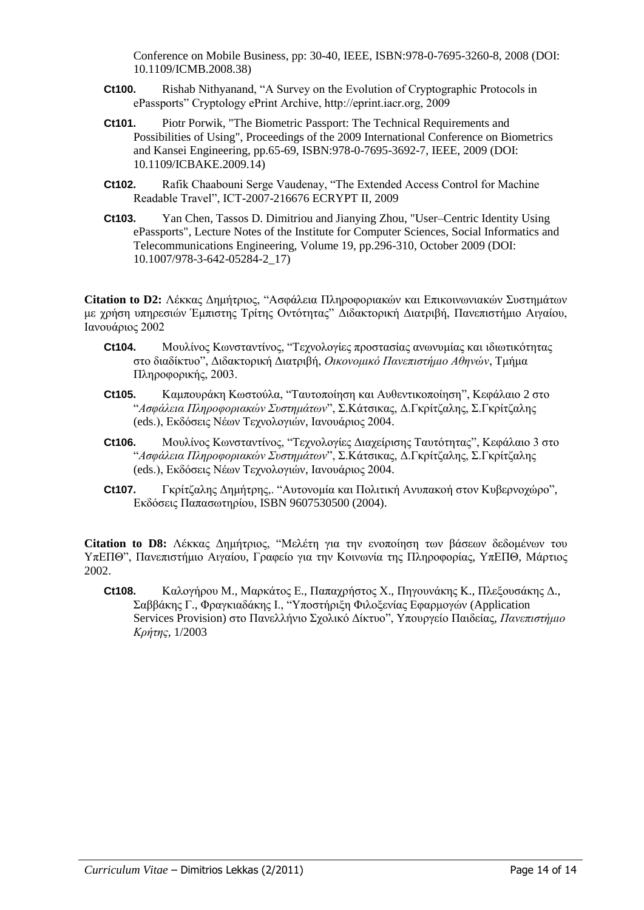Conference on Mobile Business, pp: 30-40, IEEE, ISBN:978-0-7695-3260-8, 2008 (DOI: 10.1109/ICMB.2008.38)

**Ct100.** Rishab Nithyanand, "A Survey on the Evolution of Cryptographic Protocols in ePassports" Cryptology ePrint Archive, http://eprint.iacr.org, 2009

**Ct101.** Piotr Porwik, "The Biometric Passport: The Technical Requirements and Possibilities of Using", Proceedings of the 2009 International Conference on Biometrics and Kansei Engineering, pp.65-69, ISBN:978-0-7695-3692-7, IEEE, 2009 (DOI: 10.1109/ICBAKE.2009.14)

**Ct102.** Rafik Chaabouni Serge Vaudenay, "The Extended Access Control for Machine Readable Travel", ICT-2007-216676 ECRYPT II, 2009

**Ct103.** Yan Chen, Tassos D. Dimitriou and Jianying Zhou, "User–Centric Identity Using ePassports", Lecture Notes of the Institute for Computer Sciences, Social Informatics and Telecommunications Engineering, Volume 19, pp.296-310, October 2009 (DOI: 10.1007/978-3-642-05284-2_17)

**Citation to D2:** Λέκκας Δημήτριος, "Ασφάλεια Πληροφοριακών και Επικοινωνιακών Συστημάτων με χρήση υπηρεσιών Έμπιστης Τρίτης Οντότητας" Διδακτορική Διατριβή, Πανεπιστήμιο Αιγαίου, Ιανουάριος 2002

**Ct104.** Μουλίνος Κωνσταντίνος, "Τεχνολογίες προστασίας ανωνυμίας και ιδιωτικότητας στο διαδίκτυο", Διδακτορική Διατριβή, *Οικονομικό Πανεπιστήμιο Αθηνών*, Τμήμα Πληροφορικής, 2003.

**Ct105.** Καμπουράκη Κωστούλα, "Ταυτοποίηση και Αυθεντικοποίηση", Κεφάλαιο 2 στο "*Ασφάλεια Πληροφοριακών Συστημάτων*", Σ.Κάτσικας, Δ.Γκρίτζαλης, Σ.Γκρίτζαλης (eds.), Εκδόσεις Νέων Τεχνολογιών, Ιανουάριος 2004.

**Ct106.** Μουλίνος Κωνσταντίνος, "Τεχνολογίες Διαχείρισης Ταυτότητας", Κεφάλαιο 3 στο "*Ασφάλεια Πληροφοριακών Συστημάτων*", Σ.Κάτσικας, Δ.Γκρίτζαλης, Σ.Γκρίτζαλης (eds.), Εκδόσεις Νέων Τεχνολογιών, Ιανουάριος 2004.

**Ct107.** Γκρίτζαλης Δημήτρης,. "Αυτονομία και Πολιτική Ανυπακοή στον Κυβερνοχώρο", Εκδόσεις Παπασωτηρίου, ISBN 9607530500 (2004).

**Citation to D8:** Λέκκας Δημήτριος, "Μελέτη για την ενοποίηση των βάσεων δεδομένων του ΥπΕΠΘ", Πανεπιστήμιο Αιγαίου, Γραφείο για την Κοινωνία της Πληροφορίας, ΥπΕΠΘ, Μάρτιος 2002.

**Ct108.** Καλογήρου Μ., Μαρκάτος Ε., Παπαχρήστος Χ., Πηγουνάκης Κ., Πλεξουσάκης Δ., Σαββάκης Γ., Φραγκιαδάκης Ι., "Υποστήριξη Φιλοξενίας Εφαρμογών (Application Services Provision) στο Πανελλήνιο Σχολικό Δίκτυο", Υπουργείο Παιδείας, *Πανεπιστήμιο Κρήτης*, 1/2003